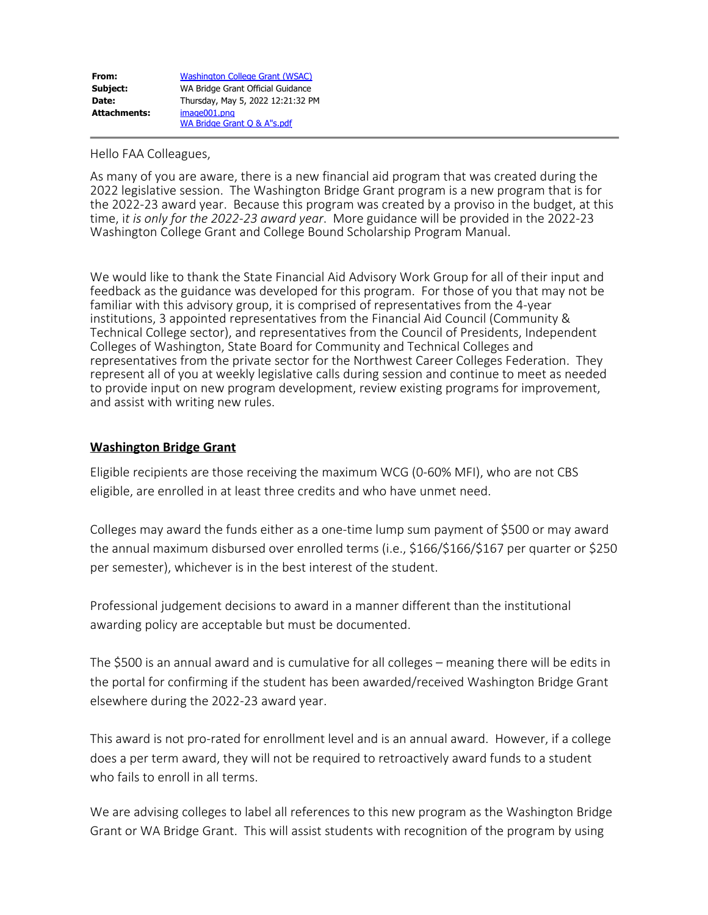| | |
|---|---|
| **From:** | Washington College Grant (WSAC) |
| **Subject:** | WA Bridge Grant Official Guidance |
| **Date:** | Thursday, May 5, 2022 12:21:32 PM |
| **Attachments:** | image001.png<br>WA Bridge Grant Q & A"s.pdf |

Hello FAA Colleagues,

As many of you are aware, there is a new financial aid program that was created during the 2022 legislative session. The Washington Bridge Grant program is a new program that is for the 2022-23 award year. Because this program was created by a proviso in the budget, at this time, i*t is only for the 2022-23 award year*. More guidance will be provided in the 2022-23 Washington College Grant and College Bound Scholarship Program Manual.

We would like to thank the State Financial Aid Advisory Work Group for all of their input and feedback as the guidance was developed for this program. For those of you that may not be familiar with this advisory group, it is comprised of representatives from the 4-year institutions, 3 appointed representatives from the Financial Aid Council (Community & Technical College sector), and representatives from the Council of Presidents, Independent Colleges of Washington, State Board for Community and Technical Colleges and representatives from the private sector for the Northwest Career Colleges Federation. They represent all of you at weekly legislative calls during session and continue to meet as needed to provide input on new program development, review existing programs for improvement, and assist with writing new rules.

**Washington Bridge Grant**

Eligible recipients are those receiving the maximum WCG (0-60% MFI), who are not CBS eligible, are enrolled in at least three credits and who have unmet need.

Colleges may award the funds either as a one-time lump sum payment of $500 or may award the annual maximum disbursed over enrolled terms (i.e., $166/$166/$167 per quarter or $250 per semester), whichever is in the best interest of the student.

Professional judgement decisions to award in a manner different than the institutional awarding policy are acceptable but must be documented.

The $500 is an annual award and is cumulative for all colleges – meaning there will be edits in the portal for confirming if the student has been awarded/received Washington Bridge Grant elsewhere during the 2022-23 award year.

This award is not pro-rated for enrollment level and is an annual award. However, if a college does a per term award, they will not be required to retroactively award funds to a student who fails to enroll in all terms.

We are advising colleges to label all references to this new program as the Washington Bridge Grant or WA Bridge Grant. This will assist students with recognition of the program by using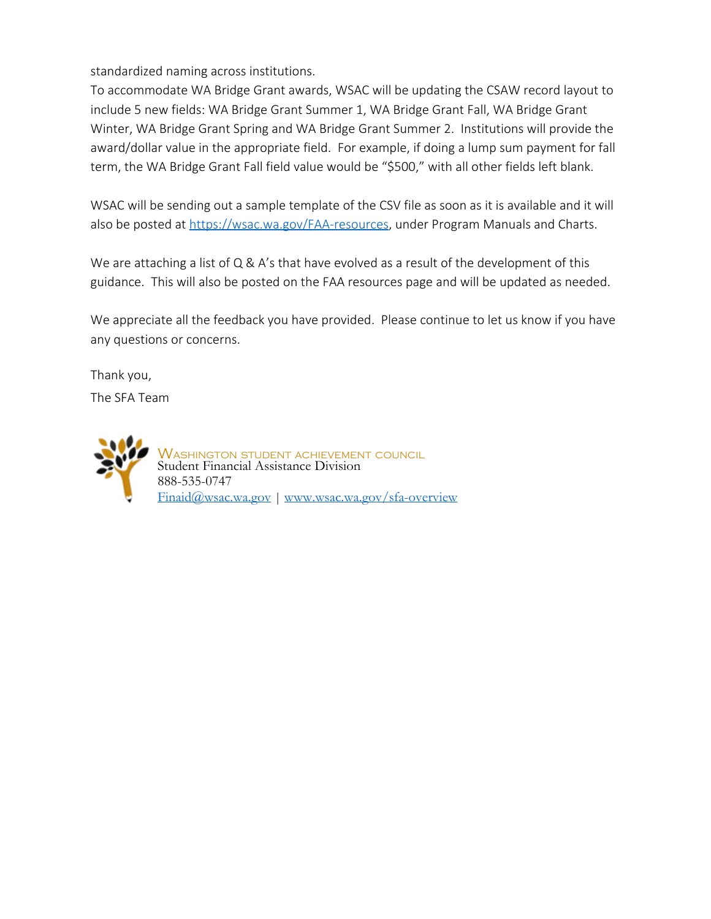standardized naming across institutions.

To accommodate WA Bridge Grant awards, WSAC will be updating the CSAW record layout to include 5 new fields: WA Bridge Grant Summer 1, WA Bridge Grant Fall, WA Bridge Grant Winter, WA Bridge Grant Spring and WA Bridge Grant Summer 2. Institutions will provide the award/dollar value in the appropriate field. For example, if doing a lump sum payment for fall term, the WA Bridge Grant Fall field value would be "$500," with all other fields left blank.

WSAC will be sending out a sample template of the CSV file as soon as it is available and it will also be posted at [https://wsac.wa.gov/FAA-resources](https://wsac.wa.gov/FAA-resources), under Program Manuals and Charts.

We are attaching a list of Q & A's that have evolved as a result of the development of this guidance. This will also be posted on the FAA resources page and will be updated as needed.

We appreciate all the feedback you have provided. Please continue to let us know if you have any questions or concerns.

Thank you,

The SFA Team

WASHINGTON STUDENT ACHIEVEMENT COUNCIL
Student Financial Assistance Division
888-535-0747
[Finaid@wsac.wa.gov](mailto:Finaid@wsac.wa.gov) | [www.wsac.wa.gov/sfa-overview](http://www.wsac.wa.gov/sfa-overview)